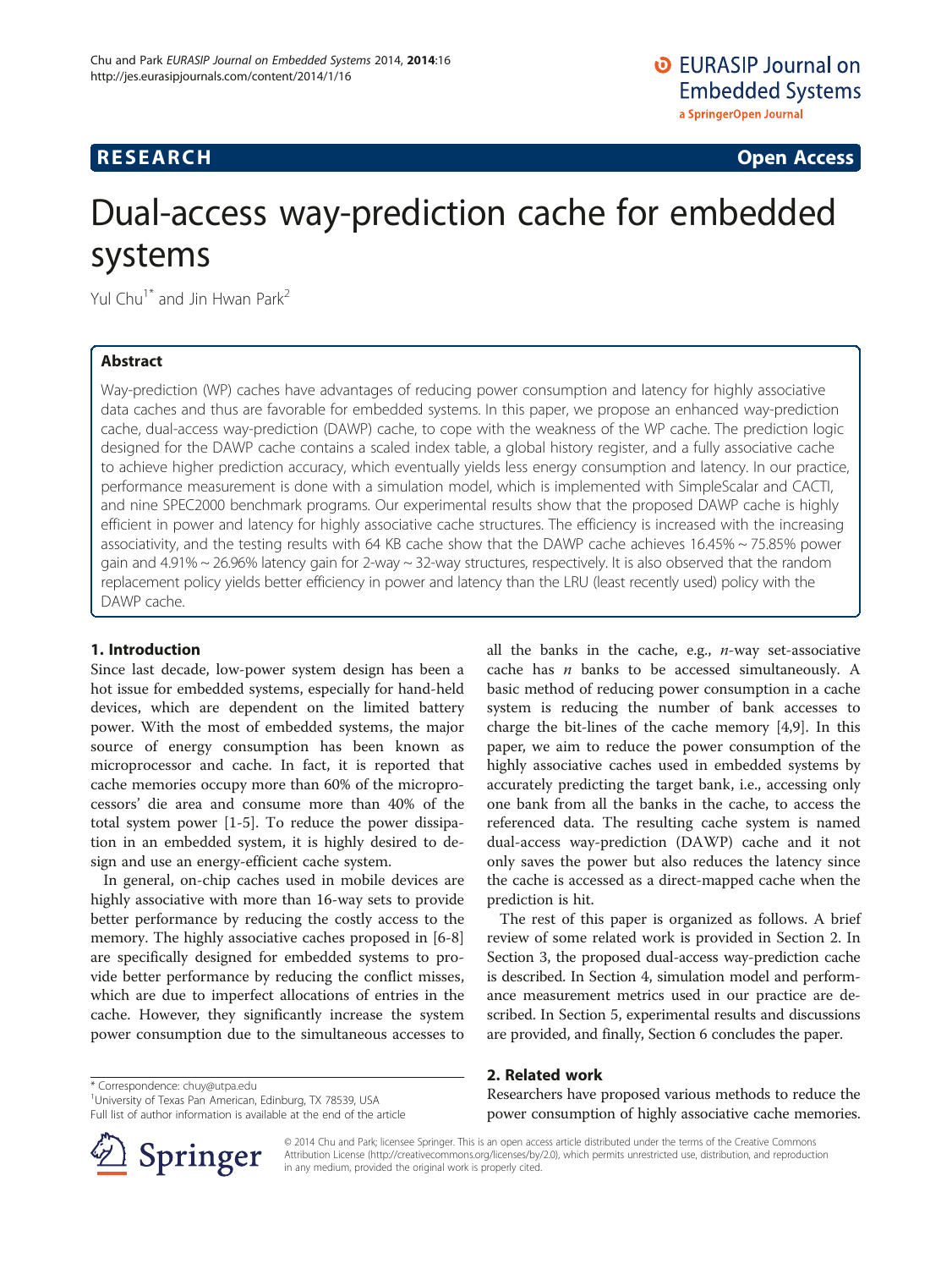# Dual-access way-prediction cache for embedded systems

Yul Chu[1*] and Jin Hwan Park[2]

## Abstract

Way-prediction (WP) caches have advantages of reducing power consumption and latency for highly associative data caches and thus are favorable for embedded systems. In this paper, we propose an enhanced way-prediction cache, dual-access way-prediction (DAWP) cache, to cope with the weakness of the WP cache. The prediction logic designed for the DAWP cache contains a scaled index table, a global history register, and a fully associative cache to achieve higher prediction accuracy, which eventually yields less energy consumption and latency. In our practice, performance measurement is done with a simulation model, which is implemented with SimpleScalar and CACTI, and nine SPEC2000 benchmark programs. Our experimental results show that the proposed DAWP cache is highly efficient in power and latency for highly associative cache structures. The efficiency is increased with the increasing associativity, and the testing results with 64 KB cache show that the DAWP cache achieves 16.45% ~ 75.85% power gain and 4.91% ~ 26.96% latency gain for 2-way ~ 32-way structures, respectively. It is also observed that the random replacement policy yields better efficiency in power and latency than the LRU (least recently used) policy with the DAWP cache.

## 1. Introduction

Since last decade, low-power system design has been a hot issue for embedded systems, especially for hand-held devices, which are dependent on the limited battery power. With the most of embedded systems, the major source of energy consumption has been known as microprocessor and cache. In fact, it is reported that cache memories occupy more than 60% of the microprocessors' die area and consume more than 40% of the total system power [1-5]. To reduce the power dissipation in an embedded system, it is highly desired to design and use an energy-efficient cache system.

In general, on-chip caches used in mobile devices are highly associative with more than 16-way sets to provide better performance by reducing the costly access to the memory. The highly associative caches proposed in [6-8] are specifically designed for embedded systems to provide better performance by reducing the conflict misses, which are due to imperfect allocations of entries in the cache. However, they significantly increase the system power consumption due to the simultaneous accesses to all the banks in the cache, e.g., $n$-way set-associative cache has $n$ banks to be accessed simultaneously. A basic method of reducing power consumption in a cache system is reducing the number of bank accesses to charge the bit-lines of the cache memory [4,9]. In this paper, we aim to reduce the power consumption of the highly associative caches used in embedded systems by accurately predicting the target bank, i.e., accessing only one bank from all the banks in the cache, to access the referenced data. The resulting cache system is named dual-access way-prediction (DAWP) cache and it not only saves the power but also reduces the latency since the cache is accessed as a direct-mapped cache when the prediction is hit.

The rest of this paper is organized as follows. A brief review of some related work is provided in Section 2. In Section 3, the proposed dual-access way-prediction cache is described. In Section 4, simulation model and performance measurement metrics used in our practice are described. In Section 5, experimental results and discussions are provided, and finally, Section 6 concludes the paper.

## 2. Related work

Researchers have proposed various methods to reduce the power consumption of highly associative cache memories.

\* Correspondence: chuy@utpa.edu
[1]University of Texas Pan American, Edinburg, TX 78539, USA
Full list of author information is available at the end of the article

© 2014 Chu and Park; licensee Springer. This is an open access article distributed under the terms of the Creative Commons Attribution License (http://creativecommons.org/licenses/by/2.0), which permits unrestricted use, distribution, and reproduction in any medium, provided the original work is properly cited.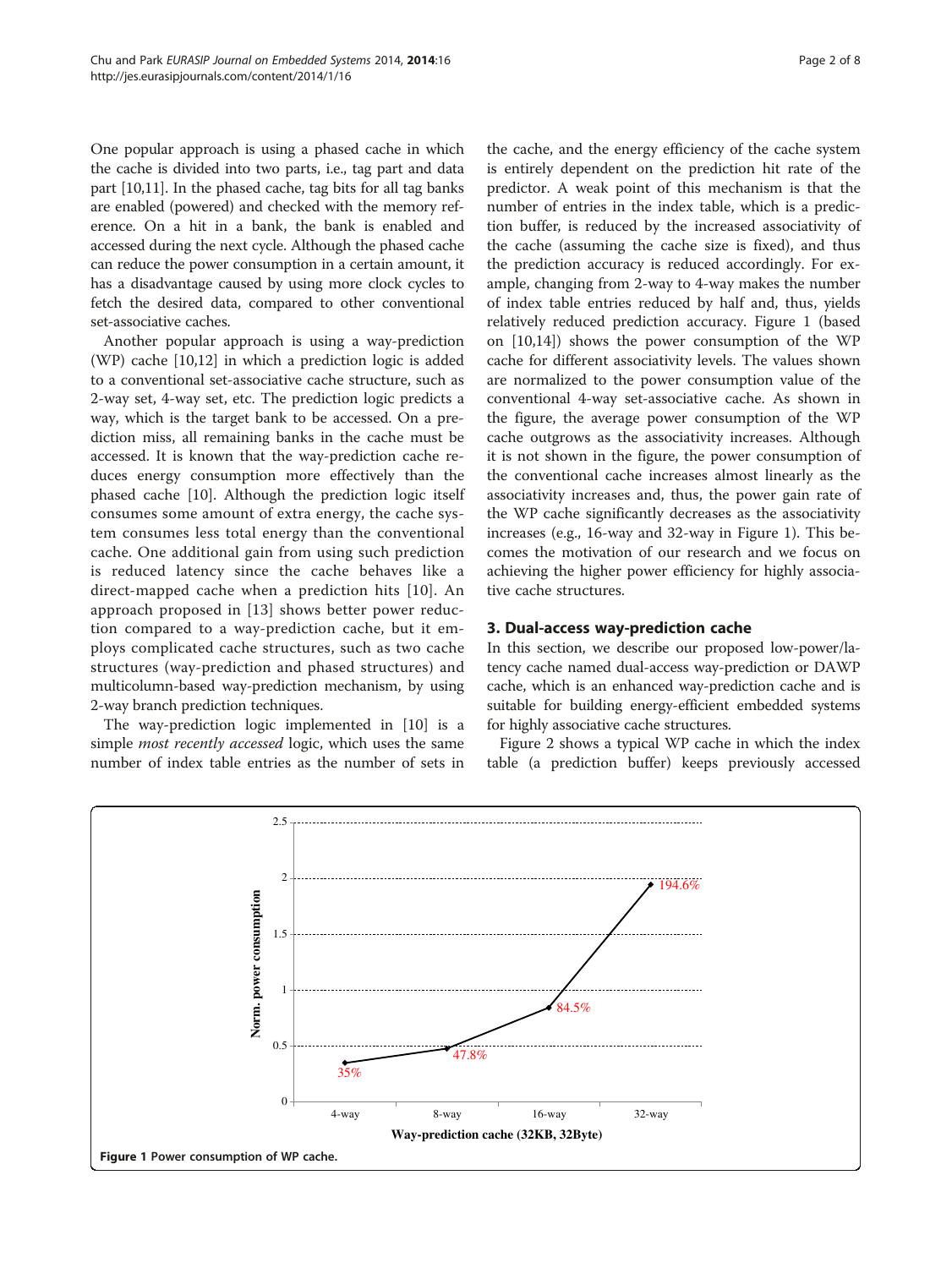One popular approach is using a phased cache in which the cache is divided into two parts, i.e., tag part and data part [10,11]. In the phased cache, tag bits for all tag banks are enabled (powered) and checked with the memory reference. On a hit in a bank, the bank is enabled and accessed during the next cycle. Although the phased cache can reduce the power consumption in a certain amount, it has a disadvantage caused by using more clock cycles to fetch the desired data, compared to other conventional set-associative caches.

Another popular approach is using a way-prediction (WP) cache [10,12] in which a prediction logic is added to a conventional set-associative cache structure, such as 2-way set, 4-way set, etc. The prediction logic predicts a way, which is the target bank to be accessed. On a prediction miss, all remaining banks in the cache must be accessed. It is known that the way-prediction cache reduces energy consumption more effectively than the phased cache [10]. Although the prediction logic itself consumes some amount of extra energy, the cache system consumes less total energy than the conventional cache. One additional gain from using such prediction is reduced latency since the cache behaves like a direct-mapped cache when a prediction hits [10]. An approach proposed in [13] shows better power reduction compared to a way-prediction cache, but it employs complicated cache structures, such as two cache structures (way-prediction and phased structures) and multicolumn-based way-prediction mechanism, by using 2-way branch prediction techniques.

The way-prediction logic implemented in [10] is a simple *most recently accessed* logic, which uses the same number of index table entries as the number of sets in the cache, and the energy efficiency of the cache system is entirely dependent on the prediction hit rate of the predictor. A weak point of this mechanism is that the number of entries in the index table, which is a prediction buffer, is reduced by the increased associativity of the cache (assuming the cache size is fixed), and thus the prediction accuracy is reduced accordingly. For example, changing from 2-way to 4-way makes the number of index table entries reduced by half and, thus, yields relatively reduced prediction accuracy. Figure 1 (based on [10,14]) shows the power consumption of the WP cache for different associativity levels. The values shown are normalized to the power consumption value of the conventional 4-way set-associative cache. As shown in the figure, the average power consumption of the WP cache outgrows as the associativity increases. Although it is not shown in the figure, the power consumption of the conventional cache increases almost linearly as the associativity increases and, thus, the power gain rate of the WP cache significantly decreases as the associativity increases (e.g., 16-way and 32-way in Figure 1). This becomes the motivation of our research and we focus on achieving the higher power efficiency for highly associative cache structures.

## 3. Dual-access way-prediction cache

In this section, we describe our proposed low-power/latency cache named dual-access way-prediction or DAWP cache, which is an enhanced way-prediction cache and is suitable for building energy-efficient embedded systems for highly associative cache structures.

Figure 2 shows a typical WP cache in which the index table (a prediction buffer) keeps previously accessed

**Figure 1** Power consumption of WP cache.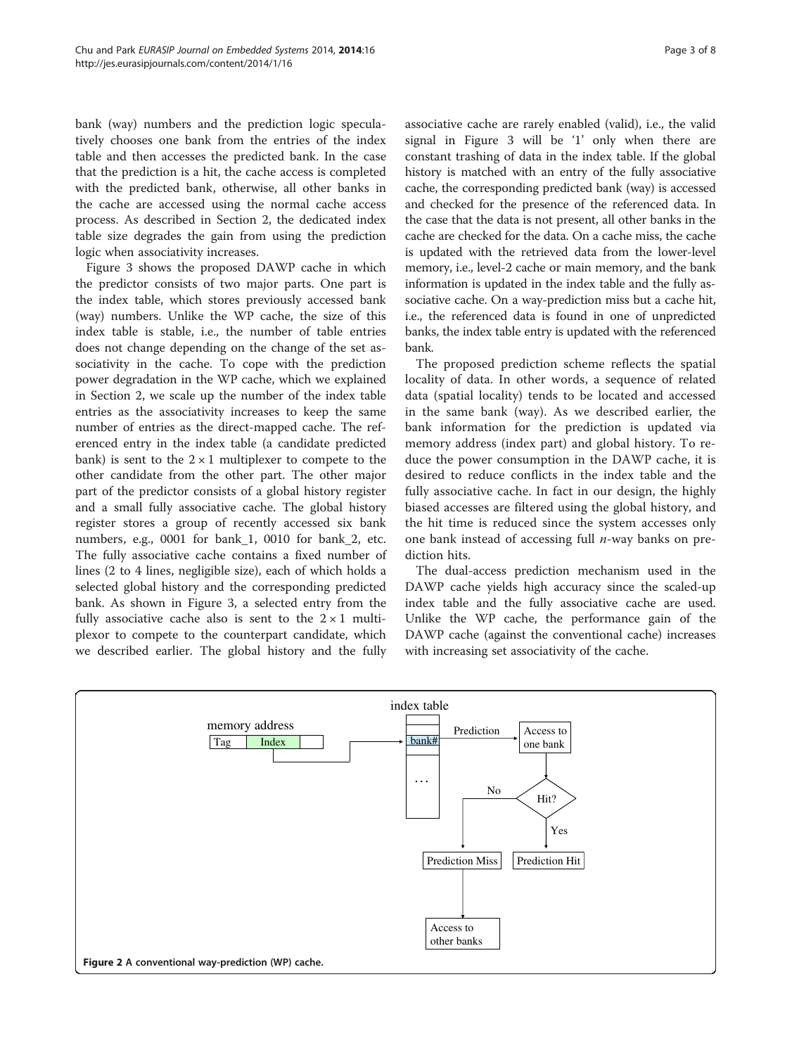bank (way) numbers and the prediction logic speculatively chooses one bank from the entries of the index table and then accesses the predicted bank. In the case that the prediction is a hit, the cache access is completed with the predicted bank, otherwise, all other banks in the cache are accessed using the normal cache access process. As described in Section 2, the dedicated index table size degrades the gain from using the prediction logic when associativity increases.

Figure 3 shows the proposed DAWP cache in which the predictor consists of two major parts. One part is the index table, which stores previously accessed bank (way) numbers. Unlike the WP cache, the size of this index table is stable, i.e., the number of table entries does not change depending on the change of the set associativity in the cache. To cope with the prediction power degradation in the WP cache, which we explained in Section 2, we scale up the number of the index table entries as the associativity increases to keep the same number of entries as the direct-mapped cache. The referenced entry in the index table (a candidate predicted bank) is sent to the $2 \times 1$ multiplexer to compete to the other candidate from the other part. The other major part of the predictor consists of a global history register and a small fully associative cache. The global history register stores a group of recently accessed six bank numbers, e.g., 0001 for bank_1, 0010 for bank_2, etc. The fully associative cache contains a fixed number of lines (2 to 4 lines, negligible size), each of which holds a selected global history and the corresponding predicted bank. As shown in Figure 3, a selected entry from the fully associative cache also is sent to the $2 \times 1$ multiplexor to compete to the counterpart candidate, which we described earlier. The global history and the fully associative cache are rarely enabled (valid), i.e., the valid signal in Figure 3 will be '1' only when there are constant trashing of data in the index table. If the global history is matched with an entry of the fully associative cache, the corresponding predicted bank (way) is accessed and checked for the presence of the referenced data. In the case that the data is not present, all other banks in the cache are checked for the data. On a cache miss, the cache is updated with the retrieved data from the lower-level memory, i.e., level-2 cache or main memory, and the bank information is updated in the index table and the fully associative cache. On a way-prediction miss but a cache hit, i.e., the referenced data is found in one of unpredicted banks, the index table entry is updated with the referenced bank.

The proposed prediction scheme reflects the spatial locality of data. In other words, a sequence of related data (spatial locality) tends to be located and accessed in the same bank (way). As we described earlier, the bank information for the prediction is updated via memory address (index part) and global history. To reduce the power consumption in the DAWP cache, it is desired to reduce conflicts in the index table and the fully associative cache. In fact in our design, the highly biased accesses are filtered using the global history, and the hit time is reduced since the system accesses only one bank instead of accessing full $n$-way banks on prediction hits.

The dual-access prediction mechanism used in the DAWP cache yields high accuracy since the scaled-up index table and the fully associative cache are used. Unlike the WP cache, the performance gain of the DAWP cache (against the conventional cache) increases with increasing set associativity of the cache.

**Figure 2** A conventional way-prediction (WP) cache.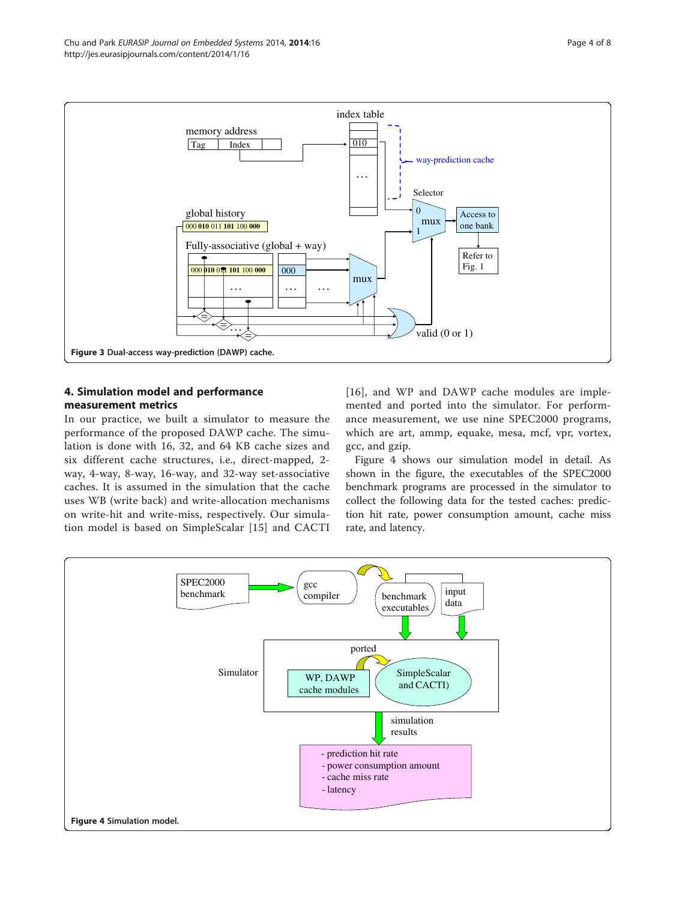Figure 3 Dual-access way-prediction (DAWP) cache.

## 4. Simulation model and performance measurement metrics

In our practice, we built a simulator to measure the performance of the proposed DAWP cache. The simulation is done with 16, 32, and 64 KB cache sizes and six different cache structures, i.e., direct-mapped, 2-way, 4-way, 8-way, 16-way, and 32-way set-associative caches. It is assumed in the simulation that the cache uses WB (write back) and write-allocation mechanisms on write-hit and write-miss, respectively. Our simulation model is based on SimpleScalar [15] and CACTI [16], and WP and DAWP cache modules are implemented and ported into the simulator. For performance measurement, we use nine SPEC2000 programs, which are art, ammp, equake, mesa, mcf, vpr, vortex, gcc, and gzip.

Figure 4 shows our simulation model in detail. As shown in the figure, the executables of the SPEC2000 benchmark programs are processed in the simulator to collect the following data for the tested caches: prediction hit rate, power consumption amount, cache miss rate, and latency.

Figure 4 Simulation model.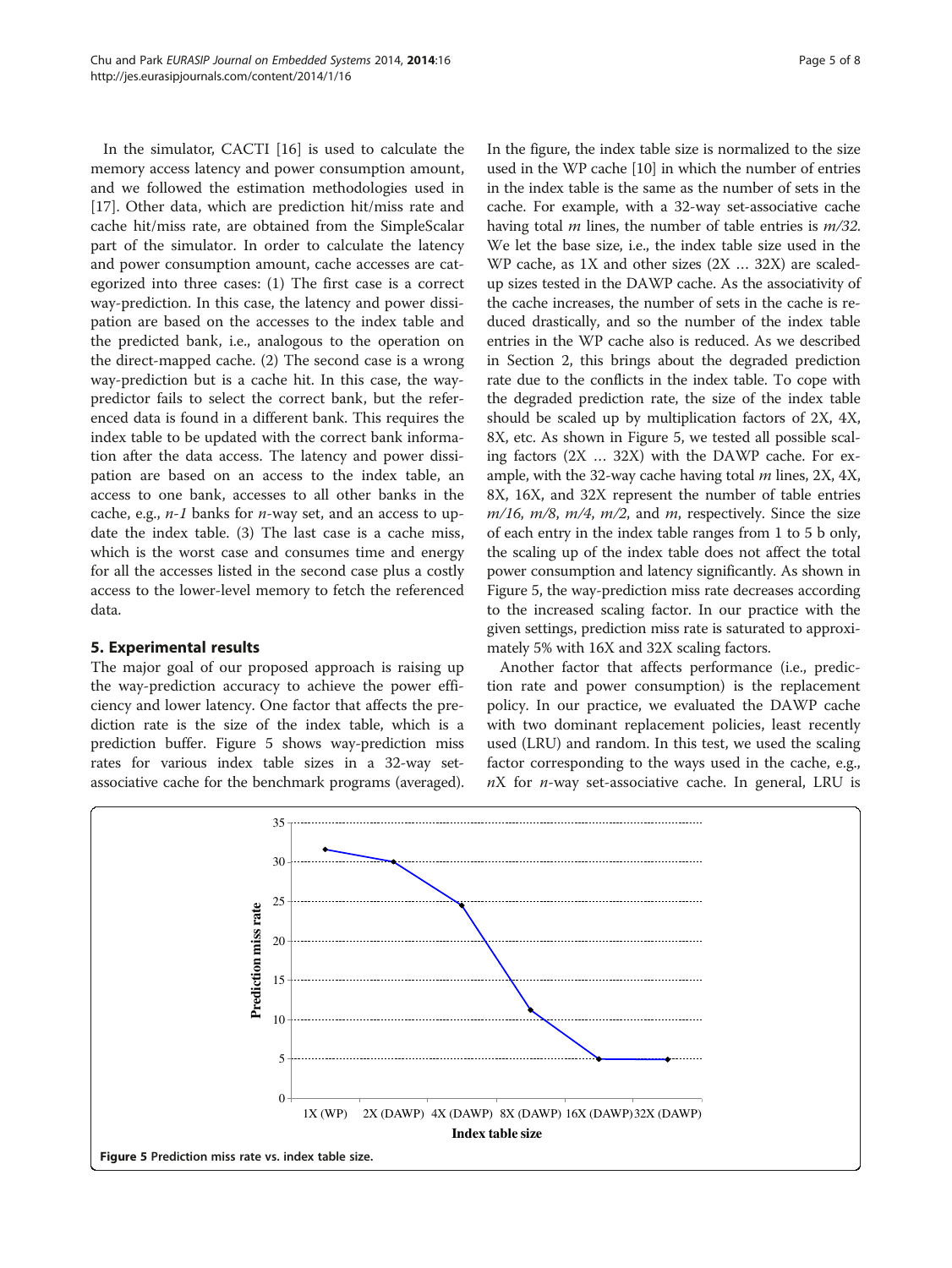In the simulator, CACTI [16] is used to calculate the memory access latency and power consumption amount, and we followed the estimation methodologies used in [17]. Other data, which are prediction hit/miss rate and cache hit/miss rate, are obtained from the SimpleScalar part of the simulator. In order to calculate the latency and power consumption amount, cache accesses are categorized into three cases: (1) The first case is a correct way-prediction. In this case, the latency and power dissipation are based on the accesses to the index table and the predicted bank, i.e., analogous to the operation on the direct-mapped cache. (2) The second case is a wrong way-prediction but is a cache hit. In this case, the way-predictor fails to select the correct bank, but the referenced data is found in a different bank. This requires the index table to be updated with the correct bank information after the data access. The latency and power dissipation are based on an access to the index table, an access to one bank, accesses to all other banks in the cache, e.g., *n-1* banks for *n*-way set, and an access to update the index table. (3) The last case is a cache miss, which is the worst case and consumes time and energy for all the accesses listed in the second case plus a costly access to the lower-level memory to fetch the referenced data.

## 5. Experimental results

The major goal of our proposed approach is raising up the way-prediction accuracy to achieve the power efficiency and lower latency. One factor that affects the prediction rate is the size of the index table, which is a prediction buffer. Figure 5 shows way-prediction miss rates for various index table sizes in a 32-way set-associative cache for the benchmark programs (averaged). In the figure, the index table size is normalized to the size used in the WP cache [10] in which the number of entries in the index table is the same as the number of sets in the cache. For example, with a 32-way set-associative cache having total $m$ lines, the number of table entries is $m/32$. We let the base size, i.e., the index table size used in the WP cache, as 1X and other sizes (2X … 32X) are scaled-up sizes tested in the DAWP cache. As the associativity of the cache increases, the number of sets in the cache is reduced drastically, and so the number of the index table entries in the WP cache also is reduced. As we described in Section 2, this brings about the degraded prediction rate due to the conflicts in the index table. To cope with the degraded prediction rate, the size of the index table should be scaled up by multiplication factors of 2X, 4X, 8X, etc. As shown in Figure 5, we tested all possible scaling factors (2X … 32X) with the DAWP cache. For example, with the 32-way cache having total $m$ lines, 2X, 4X, 8X, 16X, and 32X represent the number of table entries $m/16$, $m/8$, $m/4$, $m/2$, and $m$, respectively. Since the size of each entry in the index table ranges from 1 to 5 b only, the scaling up of the index table does not affect the total power consumption and latency significantly. As shown in Figure 5, the way-prediction miss rate decreases according to the increased scaling factor. In our practice with the given settings, prediction miss rate is saturated to approximately 5% with 16X and 32X scaling factors.

Another factor that affects performance (i.e., prediction rate and power consumption) is the replacement policy. In our practice, we evaluated the DAWP cache with two dominant replacement policies, least recently used (LRU) and random. In this test, we used the scaling factor corresponding to the ways used in the cache, e.g., $n$X for $n$-way set-associative cache. In general, LRU is

**Figure 5** Prediction miss rate vs. index table size.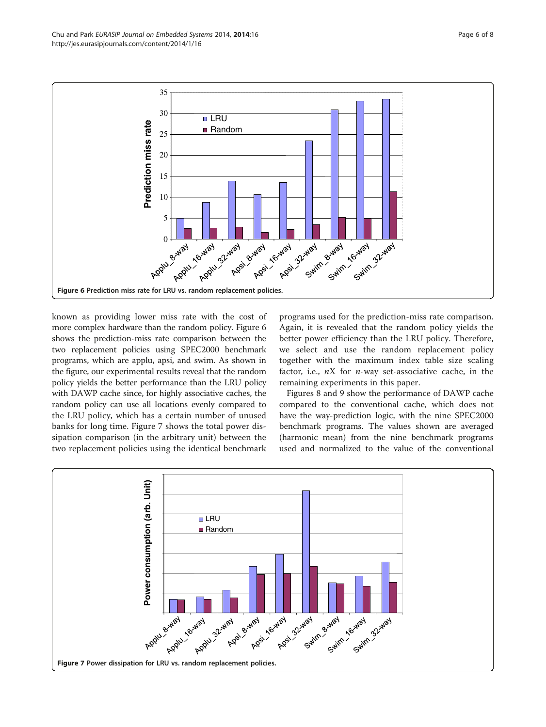Figure 6 Prediction miss rate for LRU vs. random replacement policies.

known as providing lower miss rate with the cost of more complex hardware than the random policy. Figure 6 shows the prediction-miss rate comparison between the two replacement policies using SPEC2000 benchmark programs, which are applu, apsi, and swim. As shown in the figure, our experimental results reveal that the random policy yields the better performance than the LRU policy with DAWP cache since, for highly associative caches, the random policy can use all locations evenly compared to the LRU policy, which has a certain number of unused banks for long time. Figure 7 shows the total power dissipation comparison (in the arbitrary unit) between the two replacement policies using the identical benchmark programs used for the prediction-miss rate comparison. Again, it is revealed that the random policy yields the better power efficiency than the LRU policy. Therefore, we select and use the random replacement policy together with the maximum index table size scaling factor, i.e., $n$X for $n$-way set-associative cache, in the remaining experiments in this paper.

Figures 8 and 9 show the performance of DAWP cache compared to the conventional cache, which does not have the way-prediction logic, with the nine SPEC2000 benchmark programs. The values shown are averaged (harmonic mean) from the nine benchmark programs used and normalized to the value of the conventional

Figure 7 Power dissipation for LRU vs. random replacement policies.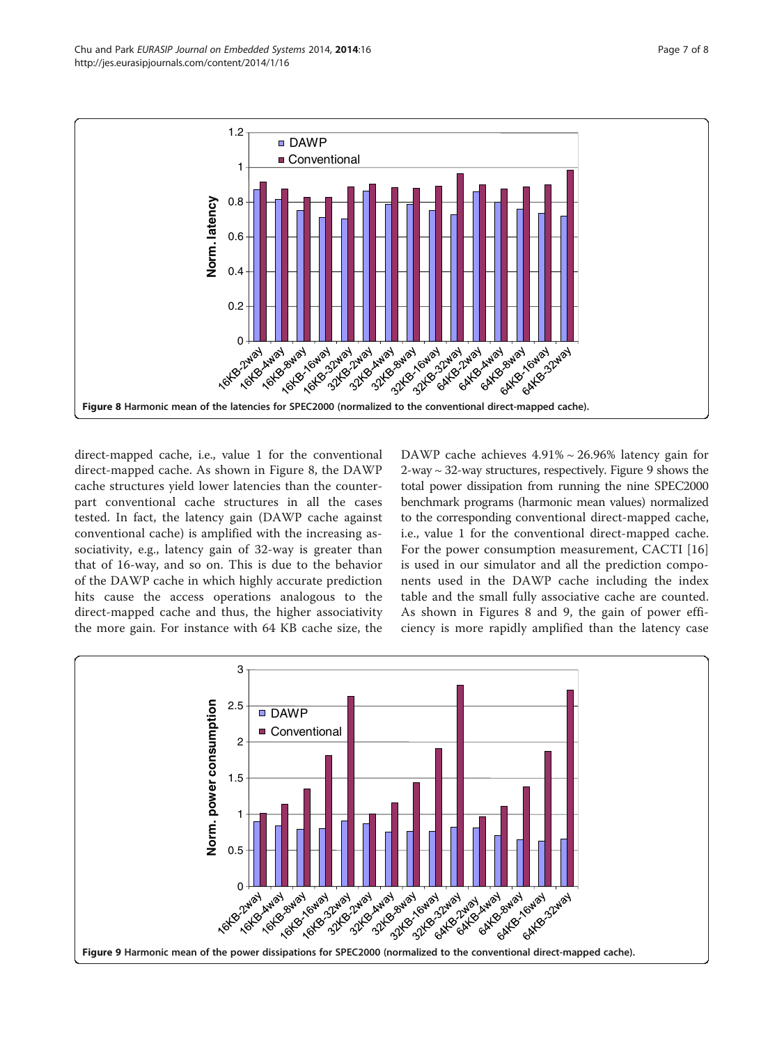Figure 8 Harmonic mean of the latencies for SPEC2000 (normalized to the conventional direct-mapped cache).

direct-mapped cache, i.e., value 1 for the conventional direct-mapped cache. As shown in Figure 8, the DAWP cache structures yield lower latencies than the counterpart conventional cache structures in all the cases tested. In fact, the latency gain (DAWP cache against conventional cache) is amplified with the increasing associativity, e.g., latency gain of 32-way is greater than that of 16-way, and so on. This is due to the behavior of the DAWP cache in which highly accurate prediction hits cause the access operations analogous to the direct-mapped cache and thus, the higher associativity the more gain. For instance with 64 KB cache size, the DAWP cache achieves 4.91% ~ 26.96% latency gain for 2-way ~ 32-way structures, respectively. Figure 9 shows the total power dissipation from running the nine SPEC2000 benchmark programs (harmonic mean values) normalized to the corresponding conventional direct-mapped cache, i.e., value 1 for the conventional direct-mapped cache. For the power consumption measurement, CACTI [16] is used in our simulator and all the prediction components used in the DAWP cache including the index table and the small fully associative cache are counted. As shown in Figures 8 and 9, the gain of power efficiency is more rapidly amplified than the latency case

Figure 9 Harmonic mean of the power dissipations for SPEC2000 (normalized to the conventional direct-mapped cache).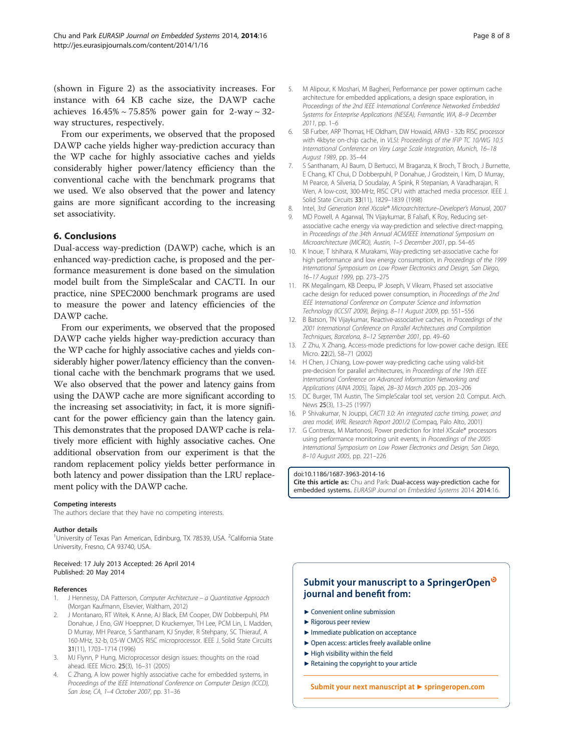(shown in Figure 2) as the associativity increases. For instance with 64 KB cache size, the DAWP cache achieves 16.45% ~ 75.85% power gain for 2-way ~ 32-way structures, respectively.

From our experiments, we observed that the proposed DAWP cache yields higher way-prediction accuracy than the WP cache for highly associative caches and yields considerably higher power/latency efficiency than the conventional cache with the benchmark programs that we used. We also observed that the power and latency gains are more significant according to the increasing set associativity.

## 6. Conclusions

Dual-access way-prediction (DAWP) cache, which is an enhanced way-prediction cache, is proposed and the performance measurement is done based on the simulation model built from the SimpleScalar and CACTI. In our practice, nine SPEC2000 benchmark programs are used to measure the power and latency efficiencies of the DAWP cache.

From our experiments, we observed that the proposed DAWP cache yields higher way-prediction accuracy than the WP cache for highly associative caches and yields considerably higher power/latency efficiency than the conventional cache with the benchmark programs that we used. We also observed that the power and latency gains from using the DAWP cache are more significant according to the increasing set associativity; in fact, it is more significant for the power efficiency gain than the latency gain. This demonstrates that the proposed DAWP cache is relatively more efficient with highly associative caches. One additional observation from our experiment is that the random replacement policy yields better performance in both latency and power dissipation than the LRU replacement policy with the DAWP cache.

#### Competing interests

The authors declare that they have no competing interests.

#### Author details

[1]University of Texas Pan American, Edinburg, TX 78539, USA. [2]California State University, Fresno, CA 93740, USA.

Received: 17 July 2013 Accepted: 26 April 2014
Published: 20 May 2014

#### References

1. J Hennessy, DA Patterson, *Computer Architecture – a Quantitative Approach* (Morgan Kaufmann, Elsevier, Waltham, 2012)
2. J Montanaro, RT Witek, K Anne, AJ Black, EM Cooper, DW Dobberpuhl, PM Donahue, J Eno, GW Hoeppner, D Kruckemyer, TH Lee, PCM Lin, L Madden, D Murray, MH Pearce, S Santhanam, KJ Snyder, R Stehpany, SC Thierauf, A 160-MHz, 32-b, 0.5-W CMOS RISC microprocessor. IEEE J. Solid State Circuits **31**(11), 1703–1714 (1996)
3. MJ Flynn, P Hung, Microprocessor design issues: thoughts on the road ahead. IEEE Micro. **25**(3), 16–31 (2005)
4. C Zhang, A low power highly associative cache for embedded systems, in *Proceedings of the IEEE International Conference on Computer Design (ICCD), San Jose, CA, 1–4 October 2007*, pp. 31–36
5. M Alipour, K Moshari, M Bagheri, Performance per power optimum cache architecture for embedded applications, a design space exploration, in *Proceedings of the 2nd IEEE International Conference Networked Embedded Systems for Enterprise Applications (NESEA), Fremantle, WA, 8–9 December 2011*, pp. 1–6
6. SB Furber, ARP Thomas, HE Oldham, DW Howaid, ARM3 - 32b RISC processor with 4kbyte on-chip cache, in *VLSI: Proceedings of the IFIP TC 10/WG 10.5 International Conference on Very Large Scale Integration, Munich, 16–18 August 1989*, pp. 35–44
7. S Santhanam, AJ Baum, D Bertucci, M Braganza, K Broch, T Broch, J Burnette, E Chang, KT Chui, D Dobberpuhl, P Donahue, J Grodstein, I Kim, D Murray, M Pearce, A Silveria, D Soudalay, A Spink, R Stepanian, A Varadharajan, R Wen, A low-cost, 300-MHz, RISC CPU with attached media processor. IEEE J. Solid State Circuits **33**(11), 1829–1839 (1998)
8. Intel, *3rd Generation Intel Xscale® Microarchitecture–Developer's Manual*, 2007
9. MD Powell, A Agarwal, TN Vijaykumar, B Falsafi, K Roy, Reducing set-associative cache energy via way-prediction and selective direct-mapping, in *Proceedings of the 34th Annual ACM/IEEE International Symposium on Microarchitecture (MICRO), Austin, 1–5 December 2001*, pp. 54–65
10. K Inoue, T Ishihara, K Murakami, Way-predicting set-associative cache for high performance and low energy consumption, in *Proceedings of the 1999 International Symposium on Low Power Electronics and Design, San Diego, 16–17 August 1999*, pp. 273–275
11. RK Megalingam, KB Deepu, IP Joseph, V Vikram, Phased set associative cache design for reduced power consumption, in *Proceedings of the 2nd IEEE International Conference on Computer Science and Information Technology (ICCSIT 2009), Beijing, 8–11 August 2009*, pp. 551–556
12. B Batson, TN Vijaykumar, Reactive-associative caches, in *Proceedings of the 2001 International Conference on Parallel Architectures and Compilation Techniques, Barcelona, 8–12 September 2001*, pp. 49–60
13. Z Zhu, X Zhang, Access-mode predictions for low-power cache design. IEEE Micro. **22**(2), 58–71 (2002)
14. H Chen, J Chiang, Low-power way-predicting cache using valid-bit pre-decision for parallel architectures, in *Proceedings of the 19th IEEE International Conference on Advanced Information Networking and Applications (AINA 2005), Taipei, 28–30 March 2005* pp. 203–206
15. DC Burger, TM Austin, The SimpleScalar tool set, version 2.0. Comput. Arch. News **25**(3), 13–25 (1997)
16. P Shivakumar, N Jouppi, *CACTI 3.0: An integrated cache timing, power, and area model, WRL Research Report 2001/2* (Compaq, Palo Alto, 2001)
17. G Contreras, M Martonosi, Power prediction for Intel XScale® processors using performance monitoring unit events, in *Proceedings of the 2005 International Symposium on Low Power Electronics and Design, San Diego, 8–10 August 2005*, pp. 221–226

doi:10.1186/1687-3963-2014-16
**Cite this article as:** Chu and Park: **Dual-access way-prediction cache for embedded systems.** *EURASIP Journal on Embedded Systems* 2014 **2014**:16.

**Submit your manuscript to a SpringerOpen journal and benefit from:**

- ► Convenient online submission
- ► Rigorous peer review
- ► Immediate publication on acceptance
- ► Open access: articles freely available online
- ► High visibility within the field
- ► Retaining the copyright to your article

**Submit your next manuscript at ► springeropen.com**